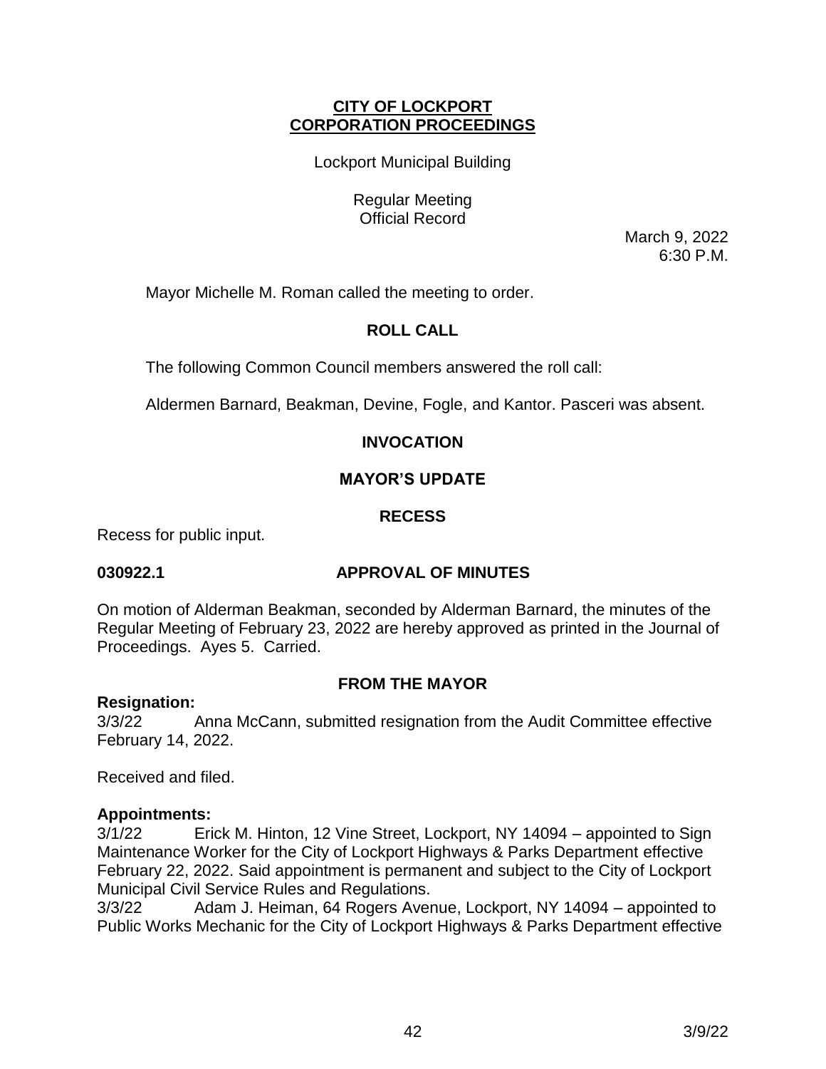**CITY OF LOCKPORT**
**CORPORATION PROCEEDINGS**

Lockport Municipal Building

Regular Meeting
Official Record

March 9, 2022
6:30 P.M.

Mayor Michelle M. Roman called the meeting to order.

## ROLL CALL

The following Common Council members answered the roll call:

Aldermen Barnard, Beakman, Devine, Fogle, and Kantor. Pasceri was absent.

## INVOCATION

## MAYOR'S UPDATE

## RECESS

Recess for public input.

**030922.1 APPROVAL OF MINUTES**

On motion of Alderman Beakman, seconded by Alderman Barnard, the minutes of the Regular Meeting of February 23, 2022 are hereby approved as printed in the Journal of Proceedings. Ayes 5. Carried.

## FROM THE MAYOR

**Resignation:**

3/3/22 Anna McCann, submitted resignation from the Audit Committee effective February 14, 2022.

Received and filed.

**Appointments:**

3/1/22 Erick M. Hinton, 12 Vine Street, Lockport, NY 14094 – appointed to Sign Maintenance Worker for the City of Lockport Highways & Parks Department effective February 22, 2022. Said appointment is permanent and subject to the City of Lockport Municipal Civil Service Rules and Regulations.

3/3/22 Adam J. Heiman, 64 Rogers Avenue, Lockport, NY 14094 – appointed to Public Works Mechanic for the City of Lockport Highways & Parks Department effective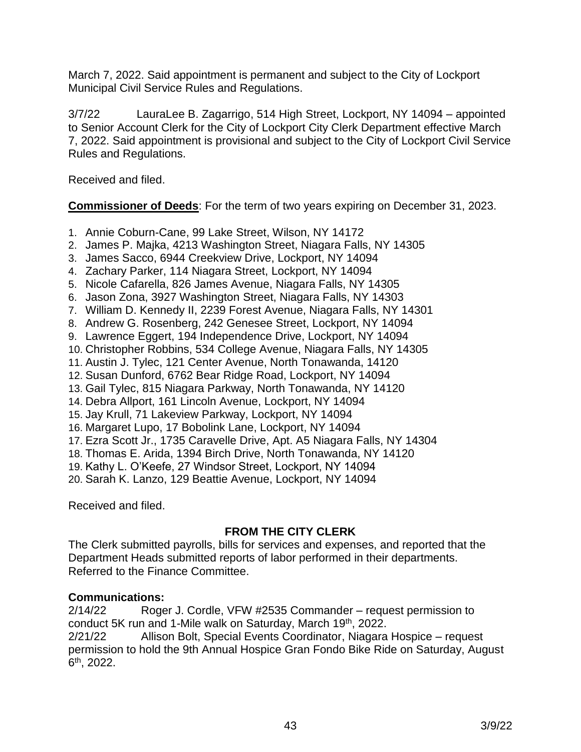March 7, 2022. Said appointment is permanent and subject to the City of Lockport Municipal Civil Service Rules and Regulations.

3/7/22 LauraLee B. Zagarrigo, 514 High Street, Lockport, NY 14094 – appointed to Senior Account Clerk for the City of Lockport City Clerk Department effective March 7, 2022. Said appointment is provisional and subject to the City of Lockport Civil Service Rules and Regulations.

Received and filed.

**Commissioner of Deeds**: For the term of two years expiring on December 31, 2023.

1. Annie Coburn-Cane, 99 Lake Street, Wilson, NY 14172
2. James P. Majka, 4213 Washington Street, Niagara Falls, NY 14305
3. James Sacco, 6944 Creekview Drive, Lockport, NY 14094
4. Zachary Parker, 114 Niagara Street, Lockport, NY 14094
5. Nicole Cafarella, 826 James Avenue, Niagara Falls, NY 14305
6. Jason Zona, 3927 Washington Street, Niagara Falls, NY 14303
7. William D. Kennedy II, 2239 Forest Avenue, Niagara Falls, NY 14301
8. Andrew G. Rosenberg, 242 Genesee Street, Lockport, NY 14094
9. Lawrence Eggert, 194 Independence Drive, Lockport, NY 14094
10. Christopher Robbins, 534 College Avenue, Niagara Falls, NY 14305
11. Austin J. Tylec, 121 Center Avenue, North Tonawanda, 14120
12. Susan Dunford, 6762 Bear Ridge Road, Lockport, NY 14094
13. Gail Tylec, 815 Niagara Parkway, North Tonawanda, NY 14120
14. Debra Allport, 161 Lincoln Avenue, Lockport, NY 14094
15. Jay Krull, 71 Lakeview Parkway, Lockport, NY 14094
16. Margaret Lupo, 17 Bobolink Lane, Lockport, NY 14094
17. Ezra Scott Jr., 1735 Caravelle Drive, Apt. A5 Niagara Falls, NY 14304
18. Thomas E. Arida, 1394 Birch Drive, North Tonawanda, NY 14120
19. Kathy L. O'Keefe, 27 Windsor Street, Lockport, NY 14094
20. Sarah K. Lanzo, 129 Beattie Avenue, Lockport, NY 14094

Received and filed.

**FROM THE CITY CLERK**

The Clerk submitted payrolls, bills for services and expenses, and reported that the Department Heads submitted reports of labor performed in their departments. Referred to the Finance Committee.

**Communications:**

2/14/22 Roger J. Cordle, VFW #2535 Commander – request permission to conduct 5K run and 1-Mile walk on Saturday, March 19th, 2022.

2/21/22 Allison Bolt, Special Events Coordinator, Niagara Hospice – request permission to hold the 9th Annual Hospice Gran Fondo Bike Ride on Saturday, August 6th, 2022.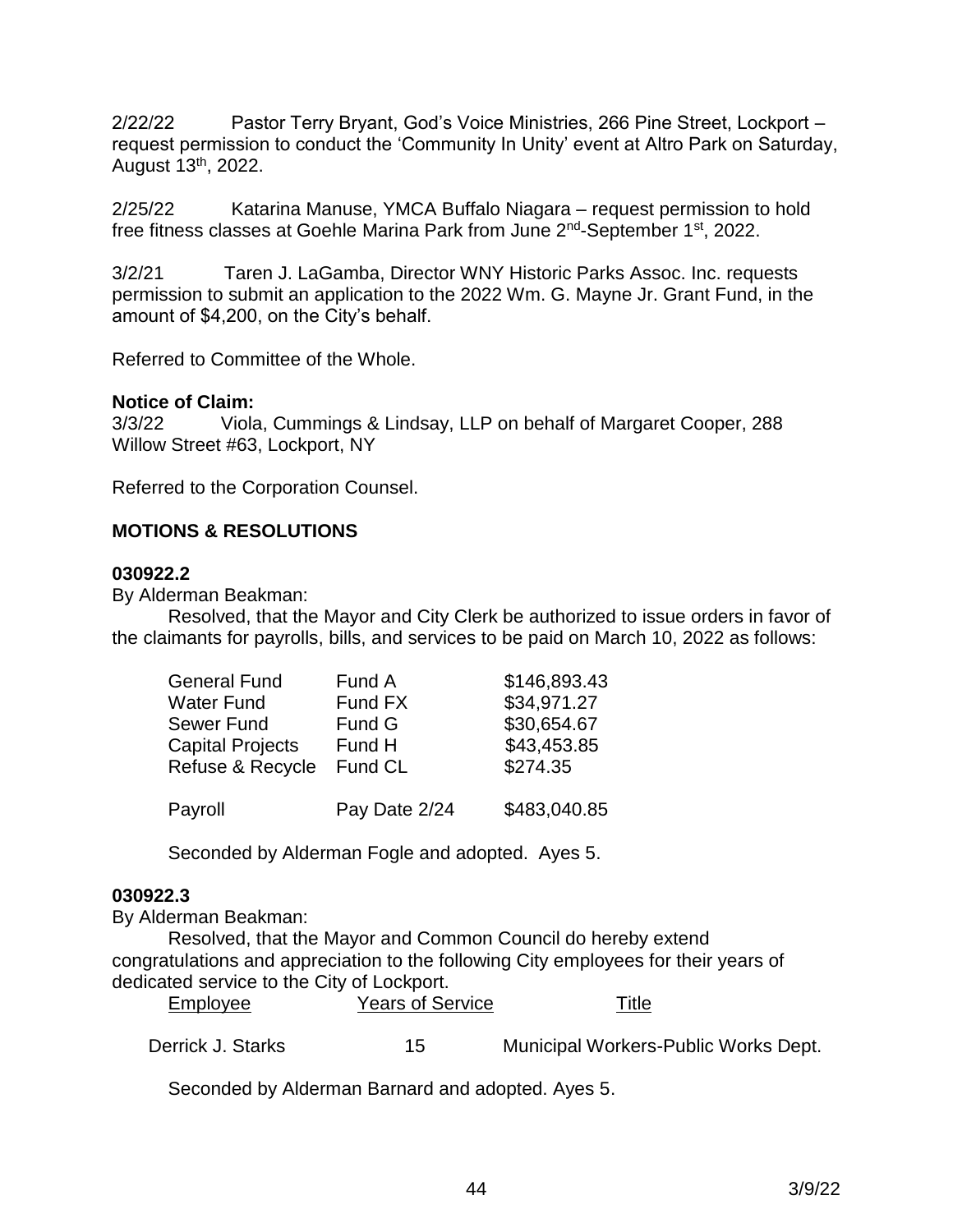2/22/22 Pastor Terry Bryant, God's Voice Ministries, 266 Pine Street, Lockport – request permission to conduct the 'Community In Unity' event at Altro Park on Saturday, August 13th, 2022.

2/25/22 Katarina Manuse, YMCA Buffalo Niagara – request permission to hold free fitness classes at Goehle Marina Park from June 2nd-September 1st, 2022.

3/2/21 Taren J. LaGamba, Director WNY Historic Parks Assoc. Inc. requests permission to submit an application to the 2022 Wm. G. Mayne Jr. Grant Fund, in the amount of $4,200, on the City's behalf.

Referred to Committee of the Whole.

**Notice of Claim:**
3/3/22 Viola, Cummings & Lindsay, LLP on behalf of Margaret Cooper, 288 Willow Street #63, Lockport, NY

Referred to the Corporation Counsel.

**MOTIONS & RESOLUTIONS**

**030922.2**
By Alderman Beakman:

Resolved, that the Mayor and City Clerk be authorized to issue orders in favor of the claimants for payrolls, bills, and services to be paid on March 10, 2022 as follows:

| | | |
|---|---|---|
| General Fund | Fund A | $146,893.43 |
| Water Fund | Fund FX | $34,971.27 |
| Sewer Fund | Fund G | $30,654.67 |
| Capital Projects | Fund H | $43,453.85 |
| Refuse & Recycle | Fund CL | $274.35 |
| Payroll | Pay Date 2/24 | $483,040.85 |

Seconded by Alderman Fogle and adopted. Ayes 5.

**030922.3**
By Alderman Beakman:

Resolved, that the Mayor and Common Council do hereby extend congratulations and appreciation to the following City employees for their years of dedicated service to the City of Lockport.

| Employee | Years of Service | Title |
|---|---|---|
| Derrick J. Starks | 15 | Municipal Workers-Public Works Dept. |

Seconded by Alderman Barnard and adopted. Ayes 5.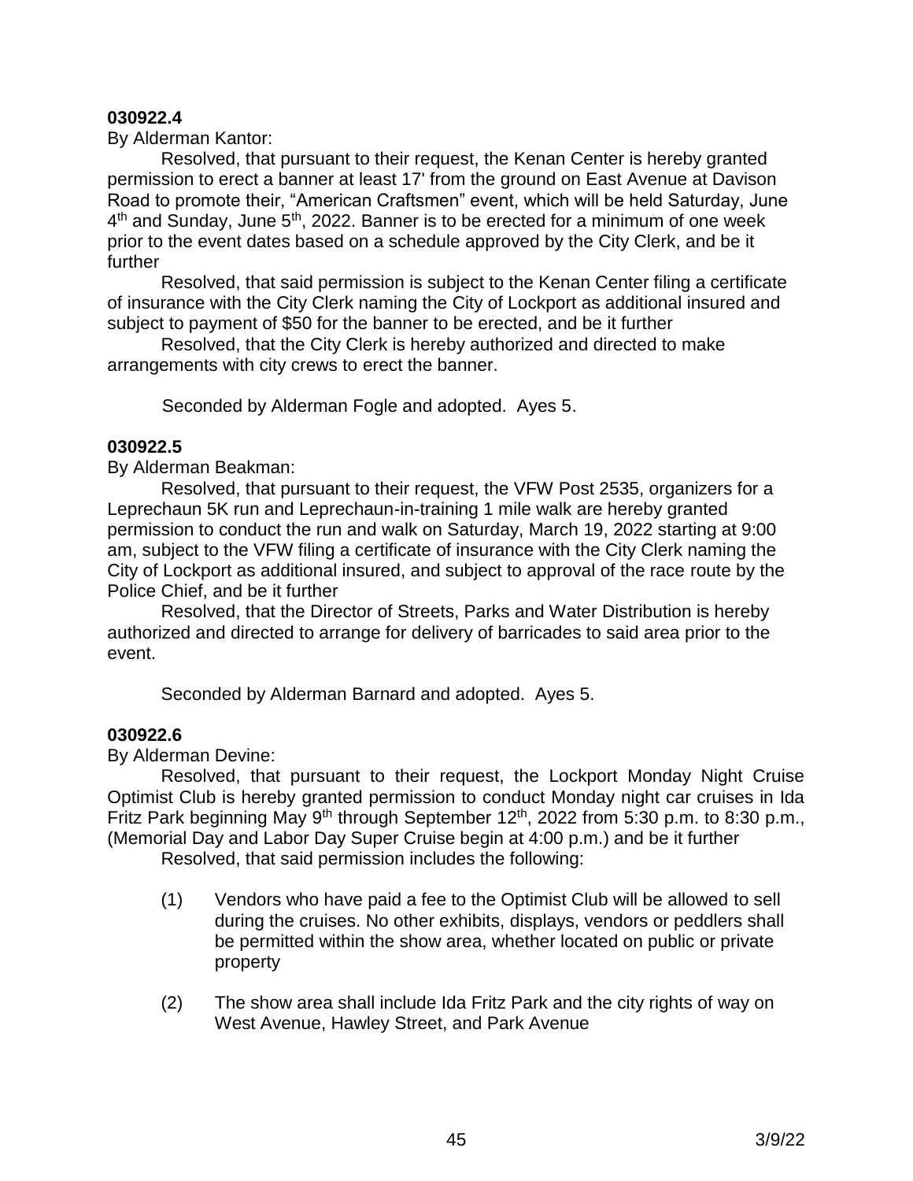**030922.4**

By Alderman Kantor:

Resolved, that pursuant to their request, the Kenan Center is hereby granted permission to erect a banner at least 17' from the ground on East Avenue at Davison Road to promote their, "American Craftsmen" event, which will be held Saturday, June 4th and Sunday, June 5th, 2022. Banner is to be erected for a minimum of one week prior to the event dates based on a schedule approved by the City Clerk, and be it further

Resolved, that said permission is subject to the Kenan Center filing a certificate of insurance with the City Clerk naming the City of Lockport as additional insured and subject to payment of $50 for the banner to be erected, and be it further

Resolved, that the City Clerk is hereby authorized and directed to make arrangements with city crews to erect the banner.

Seconded by Alderman Fogle and adopted. Ayes 5.

**030922.5**

By Alderman Beakman:

Resolved, that pursuant to their request, the VFW Post 2535, organizers for a Leprechaun 5K run and Leprechaun-in-training 1 mile walk are hereby granted permission to conduct the run and walk on Saturday, March 19, 2022 starting at 9:00 am, subject to the VFW filing a certificate of insurance with the City Clerk naming the City of Lockport as additional insured, and subject to approval of the race route by the Police Chief, and be it further

Resolved, that the Director of Streets, Parks and Water Distribution is hereby authorized and directed to arrange for delivery of barricades to said area prior to the event.

Seconded by Alderman Barnard and adopted. Ayes 5.

**030922.6**

By Alderman Devine:

Resolved, that pursuant to their request, the Lockport Monday Night Cruise Optimist Club is hereby granted permission to conduct Monday night car cruises in Ida Fritz Park beginning May 9th through September 12th, 2022 from 5:30 p.m. to 8:30 p.m., (Memorial Day and Labor Day Super Cruise begin at 4:00 p.m.) and be it further

Resolved, that said permission includes the following:

(1) Vendors who have paid a fee to the Optimist Club will be allowed to sell during the cruises. No other exhibits, displays, vendors or peddlers shall be permitted within the show area, whether located on public or private property

(2) The show area shall include Ida Fritz Park and the city rights of way on West Avenue, Hawley Street, and Park Avenue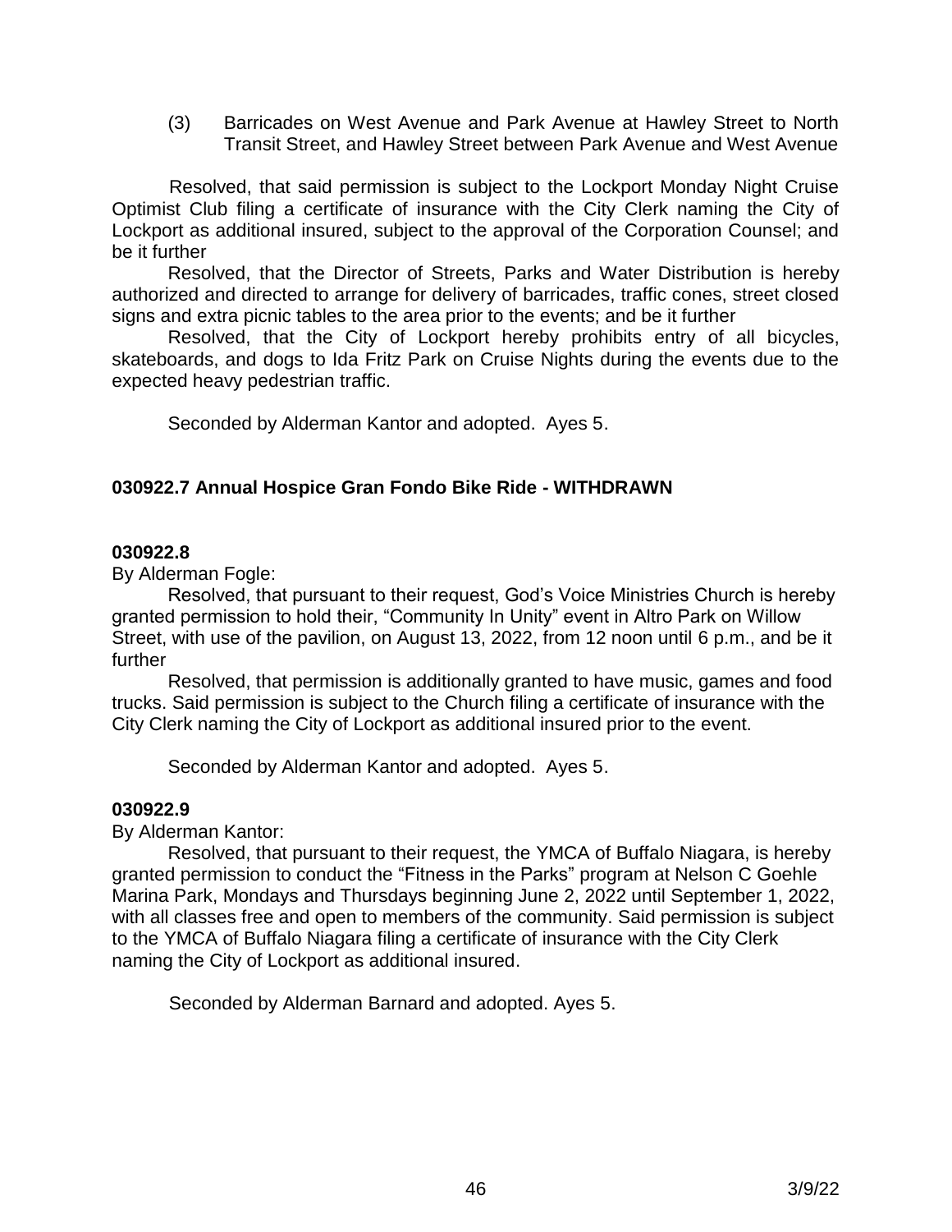(3) Barricades on West Avenue and Park Avenue at Hawley Street to North Transit Street, and Hawley Street between Park Avenue and West Avenue

Resolved, that said permission is subject to the Lockport Monday Night Cruise Optimist Club filing a certificate of insurance with the City Clerk naming the City of Lockport as additional insured, subject to the approval of the Corporation Counsel; and be it further

Resolved, that the Director of Streets, Parks and Water Distribution is hereby authorized and directed to arrange for delivery of barricades, traffic cones, street closed signs and extra picnic tables to the area prior to the events; and be it further

Resolved, that the City of Lockport hereby prohibits entry of all bicycles, skateboards, and dogs to Ida Fritz Park on Cruise Nights during the events due to the expected heavy pedestrian traffic.

Seconded by Alderman Kantor and adopted. Ayes 5.

**030922.7 Annual Hospice Gran Fondo Bike Ride - WITHDRAWN**

**030922.8**

By Alderman Fogle:

Resolved, that pursuant to their request, God's Voice Ministries Church is hereby granted permission to hold their, "Community In Unity" event in Altro Park on Willow Street, with use of the pavilion, on August 13, 2022, from 12 noon until 6 p.m., and be it further

Resolved, that permission is additionally granted to have music, games and food trucks. Said permission is subject to the Church filing a certificate of insurance with the City Clerk naming the City of Lockport as additional insured prior to the event.

Seconded by Alderman Kantor and adopted. Ayes 5.

**030922.9**

By Alderman Kantor:

Resolved, that pursuant to their request, the YMCA of Buffalo Niagara, is hereby granted permission to conduct the "Fitness in the Parks" program at Nelson C Goehle Marina Park, Mondays and Thursdays beginning June 2, 2022 until September 1, 2022, with all classes free and open to members of the community. Said permission is subject to the YMCA of Buffalo Niagara filing a certificate of insurance with the City Clerk naming the City of Lockport as additional insured.

Seconded by Alderman Barnard and adopted. Ayes 5.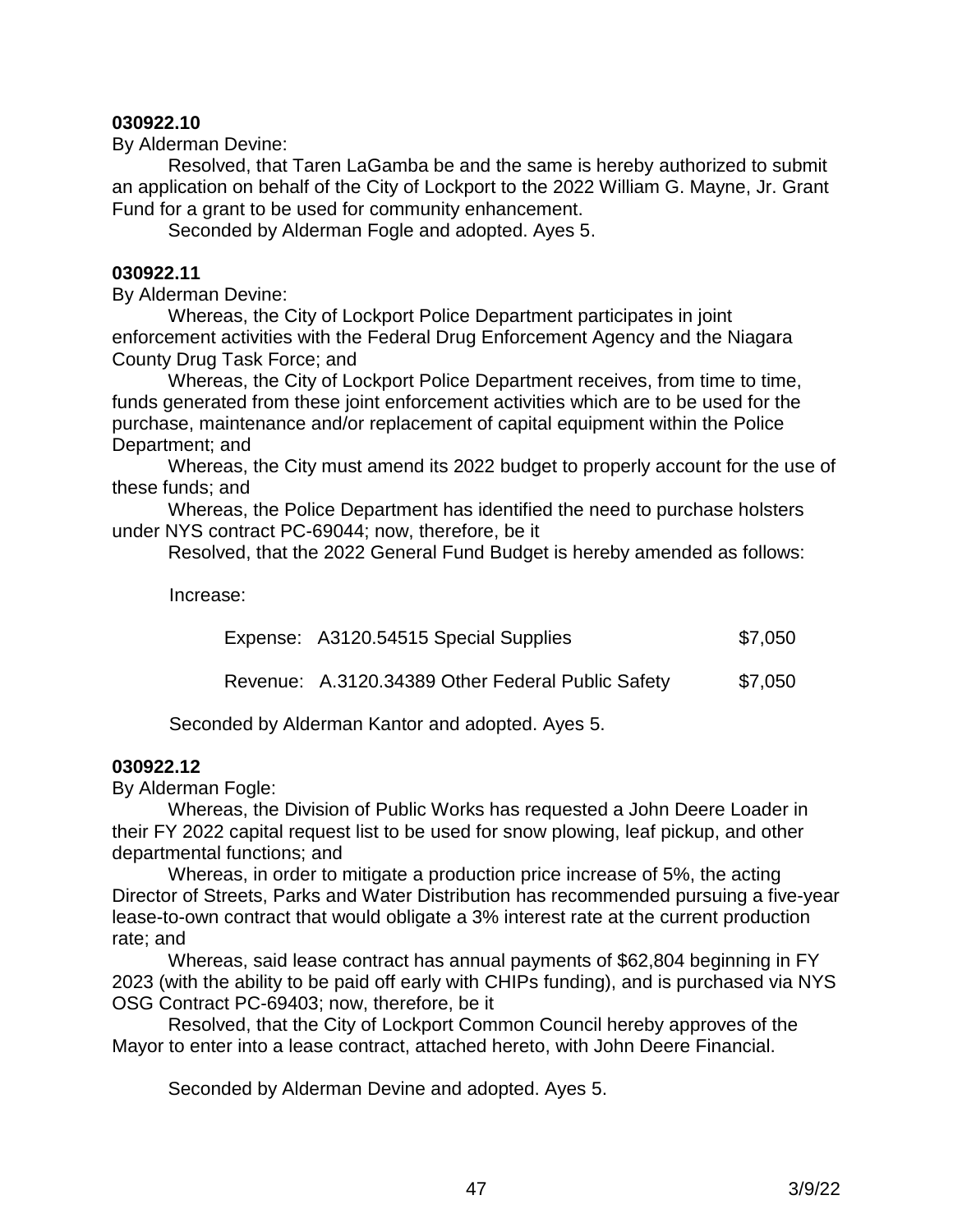**030922.10**

By Alderman Devine:

Resolved, that Taren LaGamba be and the same is hereby authorized to submit an application on behalf of the City of Lockport to the 2022 William G. Mayne, Jr. Grant Fund for a grant to be used for community enhancement.

Seconded by Alderman Fogle and adopted. Ayes 5.

**030922.11**

By Alderman Devine:

Whereas, the City of Lockport Police Department participates in joint enforcement activities with the Federal Drug Enforcement Agency and the Niagara County Drug Task Force; and

Whereas, the City of Lockport Police Department receives, from time to time, funds generated from these joint enforcement activities which are to be used for the purchase, maintenance and/or replacement of capital equipment within the Police Department; and

Whereas, the City must amend its 2022 budget to properly account for the use of these funds; and

Whereas, the Police Department has identified the need to purchase holsters under NYS contract PC-69044; now, therefore, be it

Resolved, that the 2022 General Fund Budget is hereby amended as follows:

Increase:

| | | |
|---|---|---|
| Expense: | A3120.54515 Special Supplies | $7,050 |
| Revenue: | A.3120.34389 Other Federal Public Safety | $7,050 |

Seconded by Alderman Kantor and adopted. Ayes 5.

**030922.12**

By Alderman Fogle:

Whereas, the Division of Public Works has requested a John Deere Loader in their FY 2022 capital request list to be used for snow plowing, leaf pickup, and other departmental functions; and

Whereas, in order to mitigate a production price increase of 5%, the acting Director of Streets, Parks and Water Distribution has recommended pursuing a five-year lease-to-own contract that would obligate a 3% interest rate at the current production rate; and

Whereas, said lease contract has annual payments of $62,804 beginning in FY 2023 (with the ability to be paid off early with CHIPs funding), and is purchased via NYS OSG Contract PC-69403; now, therefore, be it

Resolved, that the City of Lockport Common Council hereby approves of the Mayor to enter into a lease contract, attached hereto, with John Deere Financial.

Seconded by Alderman Devine and adopted. Ayes 5.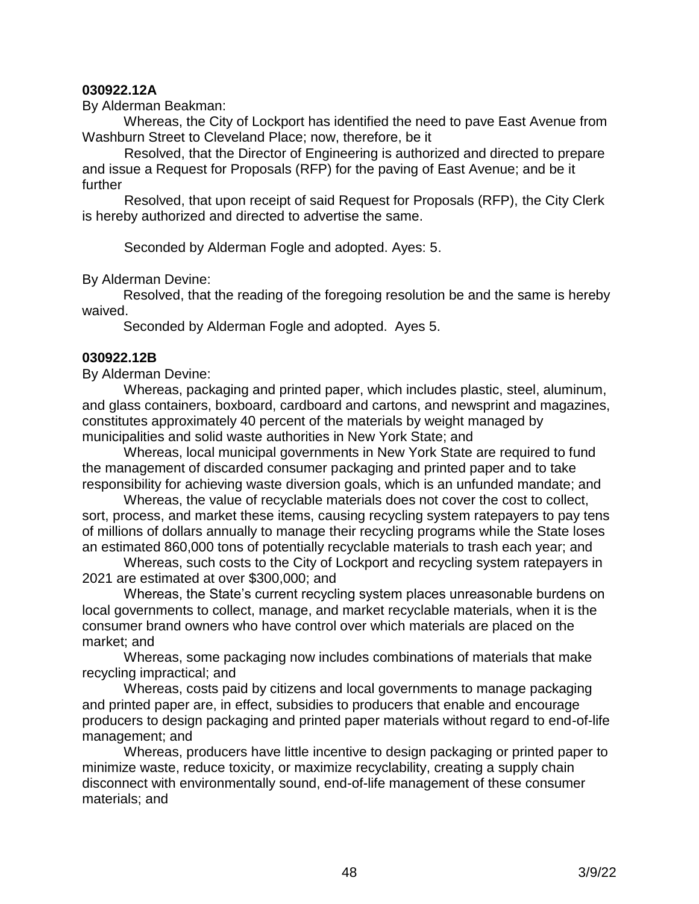**030922.12A**

By Alderman Beakman:

Whereas, the City of Lockport has identified the need to pave East Avenue from Washburn Street to Cleveland Place; now, therefore, be it

Resolved, that the Director of Engineering is authorized and directed to prepare and issue a Request for Proposals (RFP) for the paving of East Avenue; and be it further

Resolved, that upon receipt of said Request for Proposals (RFP), the City Clerk is hereby authorized and directed to advertise the same.

Seconded by Alderman Fogle and adopted. Ayes: 5.

By Alderman Devine:

Resolved, that the reading of the foregoing resolution be and the same is hereby waived.

Seconded by Alderman Fogle and adopted. Ayes 5.

**030922.12B**

By Alderman Devine:

Whereas, packaging and printed paper, which includes plastic, steel, aluminum, and glass containers, boxboard, cardboard and cartons, and newsprint and magazines, constitutes approximately 40 percent of the materials by weight managed by municipalities and solid waste authorities in New York State; and

Whereas, local municipal governments in New York State are required to fund the management of discarded consumer packaging and printed paper and to take responsibility for achieving waste diversion goals, which is an unfunded mandate; and

Whereas, the value of recyclable materials does not cover the cost to collect, sort, process, and market these items, causing recycling system ratepayers to pay tens of millions of dollars annually to manage their recycling programs while the State loses an estimated 860,000 tons of potentially recyclable materials to trash each year; and

Whereas, such costs to the City of Lockport and recycling system ratepayers in 2021 are estimated at over $300,000; and

Whereas, the State's current recycling system places unreasonable burdens on local governments to collect, manage, and market recyclable materials, when it is the consumer brand owners who have control over which materials are placed on the market; and

Whereas, some packaging now includes combinations of materials that make recycling impractical; and

Whereas, costs paid by citizens and local governments to manage packaging and printed paper are, in effect, subsidies to producers that enable and encourage producers to design packaging and printed paper materials without regard to end-of-life management; and

Whereas, producers have little incentive to design packaging or printed paper to minimize waste, reduce toxicity, or maximize recyclability, creating a supply chain disconnect with environmentally sound, end-of-life management of these consumer materials; and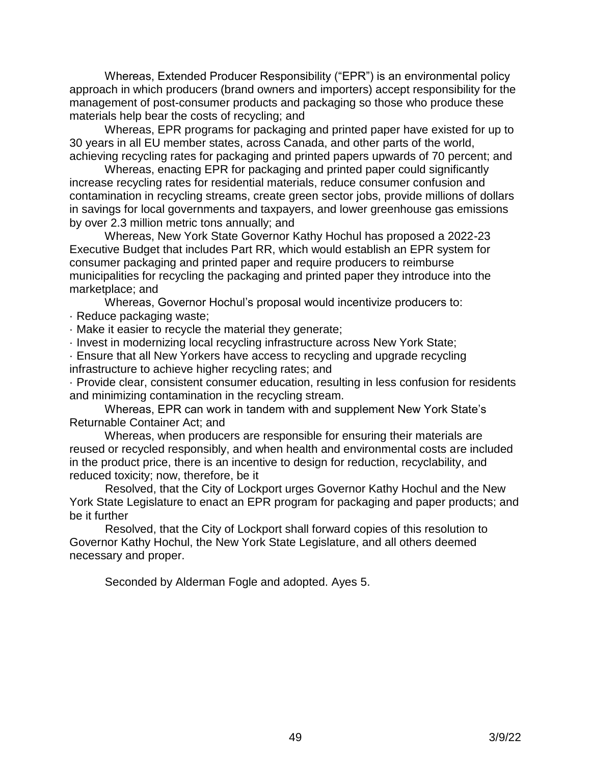Whereas, Extended Producer Responsibility ("EPR") is an environmental policy approach in which producers (brand owners and importers) accept responsibility for the management of post-consumer products and packaging so those who produce these materials help bear the costs of recycling; and

Whereas, EPR programs for packaging and printed paper have existed for up to 30 years in all EU member states, across Canada, and other parts of the world, achieving recycling rates for packaging and printed papers upwards of 70 percent; and

Whereas, enacting EPR for packaging and printed paper could significantly increase recycling rates for residential materials, reduce consumer confusion and contamination in recycling streams, create green sector jobs, provide millions of dollars in savings for local governments and taxpayers, and lower greenhouse gas emissions by over 2.3 million metric tons annually; and

Whereas, New York State Governor Kathy Hochul has proposed a 2022-23 Executive Budget that includes Part RR, which would establish an EPR system for consumer packaging and printed paper and require producers to reimburse municipalities for recycling the packaging and printed paper they introduce into the marketplace; and

Whereas, Governor Hochul's proposal would incentivize producers to:

· Reduce packaging waste;
· Make it easier to recycle the material they generate;
· Invest in modernizing local recycling infrastructure across New York State;
· Ensure that all New Yorkers have access to recycling and upgrade recycling infrastructure to achieve higher recycling rates; and
· Provide clear, consistent consumer education, resulting in less confusion for residents and minimizing contamination in the recycling stream.

Whereas, EPR can work in tandem with and supplement New York State's Returnable Container Act; and

Whereas, when producers are responsible for ensuring their materials are reused or recycled responsibly, and when health and environmental costs are included in the product price, there is an incentive to design for reduction, recyclability, and reduced toxicity; now, therefore, be it

Resolved, that the City of Lockport urges Governor Kathy Hochul and the New York State Legislature to enact an EPR program for packaging and paper products; and be it further

Resolved, that the City of Lockport shall forward copies of this resolution to Governor Kathy Hochul, the New York State Legislature, and all others deemed necessary and proper.

Seconded by Alderman Fogle and adopted. Ayes 5.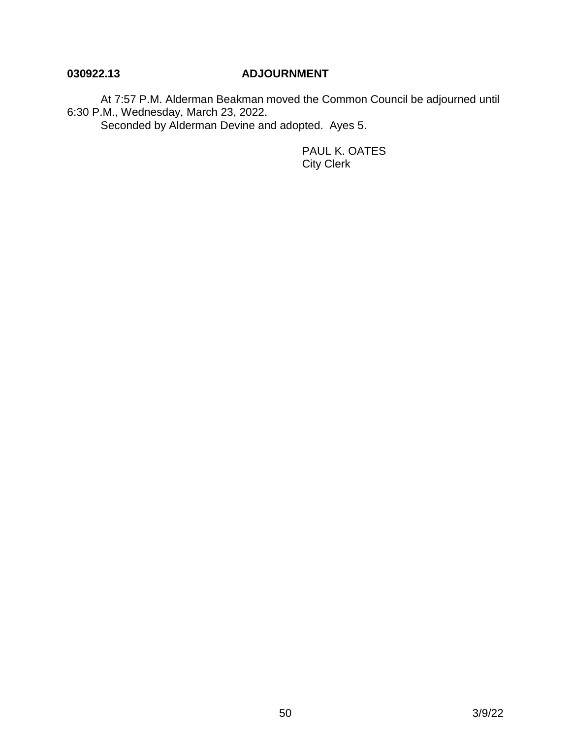**030922.13 ADJOURNMENT**

At 7:57 P.M. Alderman Beakman moved the Common Council be adjourned until 6:30 P.M., Wednesday, March 23, 2022.

Seconded by Alderman Devine and adopted. Ayes 5.

PAUL K. OATES
City Clerk